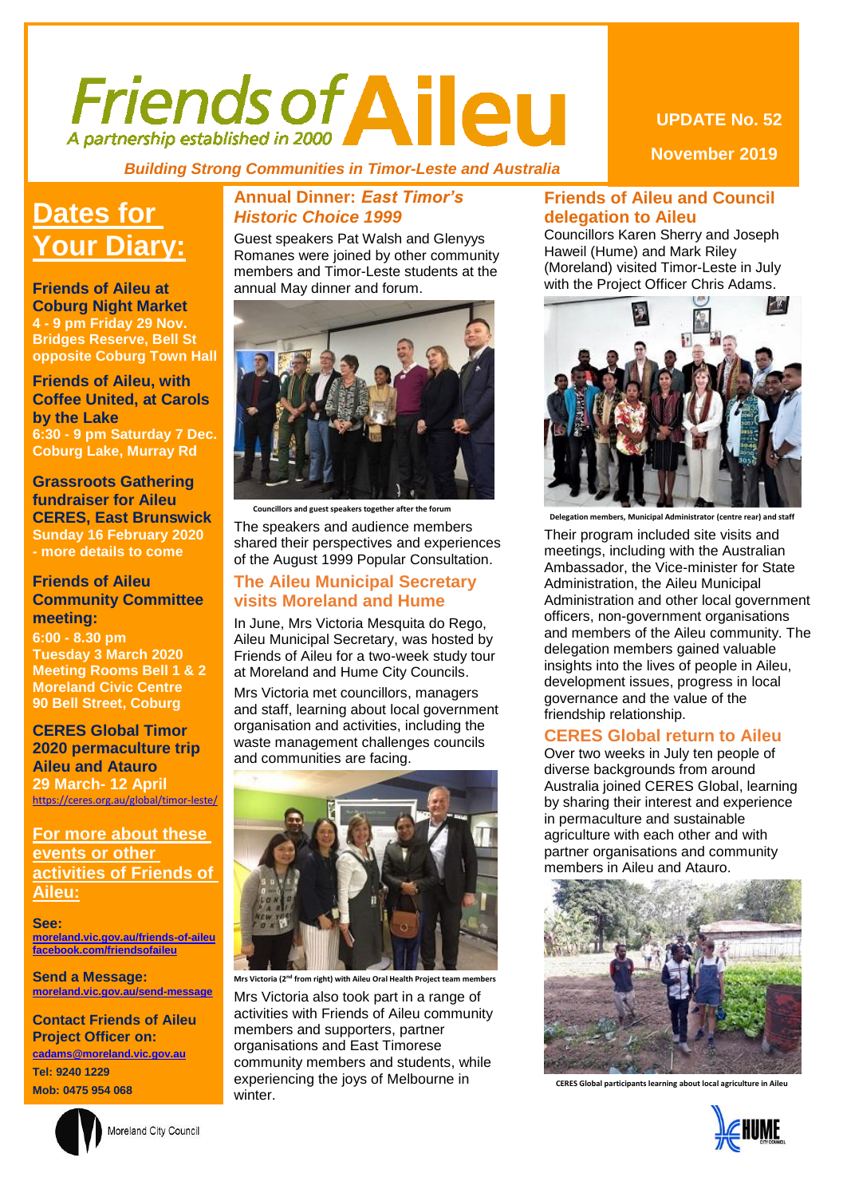# Friends of Aileu

*A partnership established in 2000*

*Building Strong Communities in Timor-Leste and Australia*

**UPDATE No. 52**

**November 2019**

## Dates for Your Diary:

**Friends of Aileu at Coburg Night Market**
**4 - 9 pm Friday 29 Nov.**
**Bridges Reserve, Bell St opposite Coburg Town Hall**

**Friends of Aileu, with Coffee United, at Carols by the Lake**
**6:30 - 9 pm Saturday 7 Dec.**
**Coburg Lake, Murray Rd**

**Grassroots Gathering fundraiser for Aileu**
**CERES, East Brunswick**
**Sunday 16 February 2020 - more details to come**

**Friends of Aileu Community Committee meeting:**
**6:00 - 8.30 pm**
**Tuesday 3 March 2020**
**Meeting Rooms Bell 1 & 2**
**Moreland Civic Centre**
**90 Bell Street, Coburg**

**CERES Global Timor 2020 permaculture trip Aileu and Atauro**
**29 March- 12 April**
https://ceres.org.au/global/timor-leste/

**For more about these events or other activities of Friends of Aileu:**

**See:**
moreland.vic.gov.au/friends-of-aileu
facebook.com/friendsofaileu

**Send a Message:**
moreland.vic.gov.au/send-message

**Contact Friends of Aileu Project Officer on:**
cadams@moreland.vic.gov.au
**Tel: 9240 1229**
**Mob: 0475 954 068**

## Annual Dinner: *East Timor's Historic Choice 1999*

Guest speakers Pat Walsh and Glenyys Romanes were joined by other community members and Timor-Leste students at the annual May dinner and forum.

Councillors and guest speakers together after the forum

The speakers and audience members shared their perspectives and experiences of the August 1999 Popular Consultation.

## The Aileu Municipal Secretary visits Moreland and Hume

In June, Mrs Victoria Mesquita do Rego, Aileu Municipal Secretary, was hosted by Friends of Aileu for a two-week study tour at Moreland and Hume City Councils.

Mrs Victoria met councillors, managers and staff, learning about local government organisation and activities, including the waste management challenges councils and communities are facing.

Mrs Victoria (2nd from right) with Aileu Oral Health Project team members

Mrs Victoria also took part in a range of activities with Friends of Aileu community members and supporters, partner organisations and East Timorese community members and students, while experiencing the joys of Melbourne in winter.

## Friends of Aileu and Council delegation to Aileu

Councillors Karen Sherry and Joseph Haweil (Hume) and Mark Riley (Moreland) visited Timor-Leste in July with the Project Officer Chris Adams.

Delegation members, Municipal Administrator (centre rear) and staff

Their program included site visits and meetings, including with the Australian Ambassador, the Vice-minister for State Administration, the Aileu Municipal Administration and other local government officers, non-government organisations and members of the Aileu community. The delegation members gained valuable insights into the lives of people in Aileu, development issues, progress in local governance and the value of the friendship relationship.

## CERES Global return to Aileu

Over two weeks in July ten people of diverse backgrounds from around Australia joined CERES Global, learning by sharing their interest and experience in permaculture and sustainable agriculture with each other and with partner organisations and community members in Aileu and Atauro.

CERES Global participants learning about local agriculture in Aileu

Moreland City Council

HUME CITY COUNCIL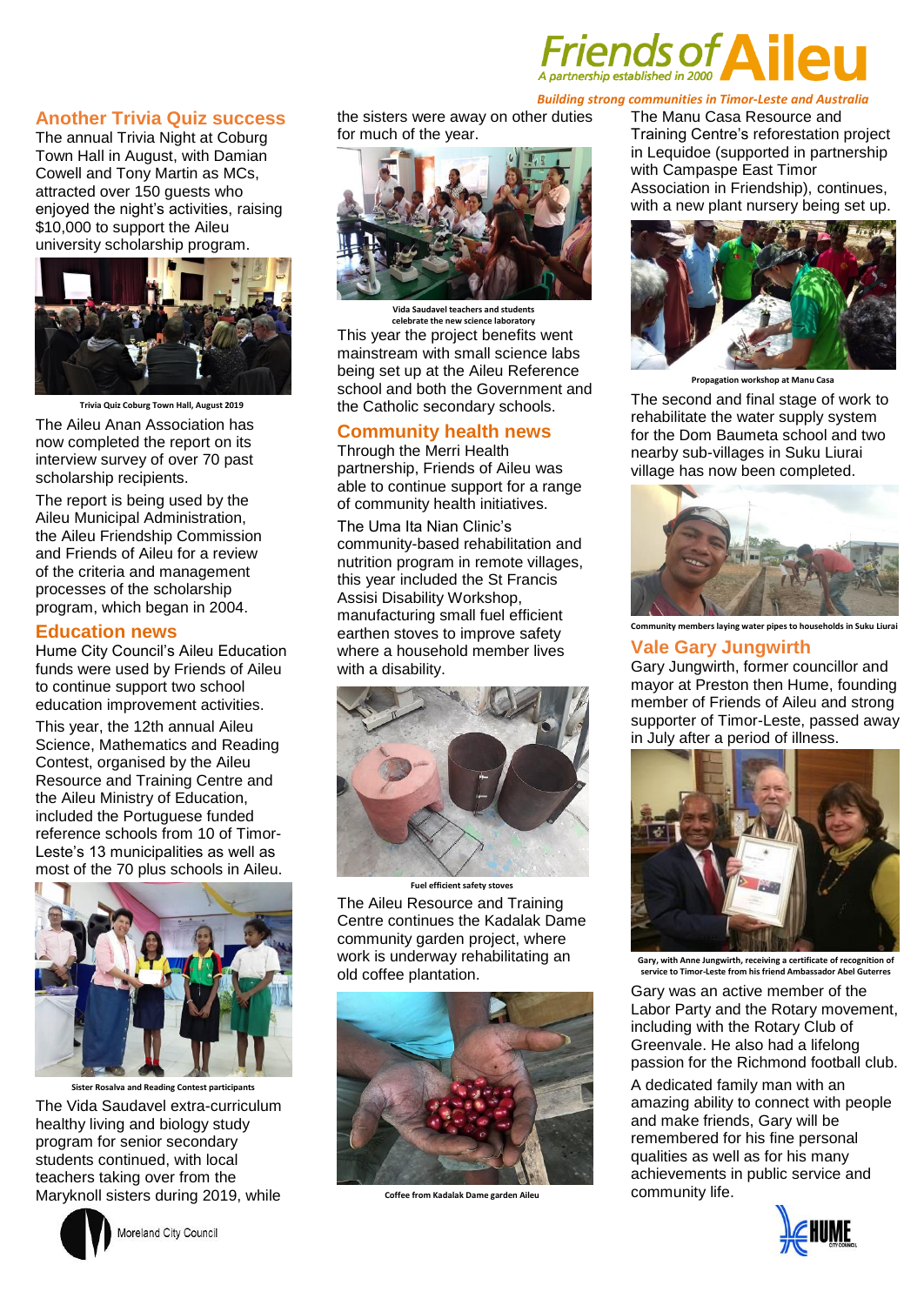# Friends of Aileu

*A partnership established in 2000*

*Building strong communities in Timor-Leste and Australia*

## Another Trivia Quiz success

The annual Trivia Night at Coburg Town Hall in August, with Damian Cowell and Tony Martin as MCs, attracted over 150 guests who enjoyed the night's activities, raising $10,000 to support the Aileu university scholarship program.

Trivia Quiz Coburg Town Hall, August 2019

The Aileu Anan Association has now completed the report on its interview survey of over 70 past scholarship recipients.

The report is being used by the Aileu Municipal Administration, the Aileu Friendship Commission and Friends of Aileu for a review of the criteria and management processes of the scholarship program, which began in 2004.

## Education news

Hume City Council's Aileu Education funds were used by Friends of Aileu to continue support two school education improvement activities.

This year, the 12th annual Aileu Science, Mathematics and Reading Contest, organised by the Aileu Resource and Training Centre and the Aileu Ministry of Education, included the Portuguese funded reference schools from 10 of Timor-Leste's 13 municipalities as well as most of the 70 plus schools in Aileu.

Sister Rosalva and Reading Contest participants

The Vida Saudavel extra-curriculum healthy living and biology study program for senior secondary students continued, with local teachers taking over from the Maryknoll sisters during 2019, while the sisters were away on other duties for much of the year.

Vida Saudavel teachers and students celebrate the new science laboratory

This year the project benefits went mainstream with small science labs being set up at the Aileu Reference school and both the Government and the Catholic secondary schools.

## Community health news

Through the Merri Health partnership, Friends of Aileu was able to continue support for a range of community health initiatives.

The Uma Ita Nian Clinic's community-based rehabilitation and nutrition program in remote villages, this year included the St Francis Assisi Disability Workshop, manufacturing small fuel efficient earthen stoves to improve safety where a household member lives with a disability.

Fuel efficient safety stoves

The Aileu Resource and Training Centre continues the Kadalak Dame community garden project, where work is underway rehabilitating an old coffee plantation.

Coffee from Kadalak Dame garden Aileu

The Manu Casa Resource and Training Centre's reforestation project in Lequidoe (supported in partnership with Campaspe East Timor Association in Friendship), continues, with a new plant nursery being set up.

Propagation workshop at Manu Casa

The second and final stage of work to rehabilitate the water supply system for the Dom Baumeta school and two nearby sub-villages in Suku Liurai village has now been completed.

Community members laying water pipes to households in Suku Liurai

## Vale Gary Jungwirth

Gary Jungwirth, former councillor and mayor at Preston then Hume, founding member of Friends of Aileu and strong supporter of Timor-Leste, passed away in July after a period of illness.

Gary, with Anne Jungwirth, receiving a certificate of recognition of service to Timor-Leste from his friend Ambassador Abel Guterres

Gary was an active member of the Labor Party and the Rotary movement, including with the Rotary Club of Greenvale. He also had a lifelong passion for the Richmond football club.

A dedicated family man with an amazing ability to connect with people and make friends, Gary will be remembered for his fine personal qualities as well as for his many achievements in public service and community life.

Moreland City Council

HUME CITY COUNCIL